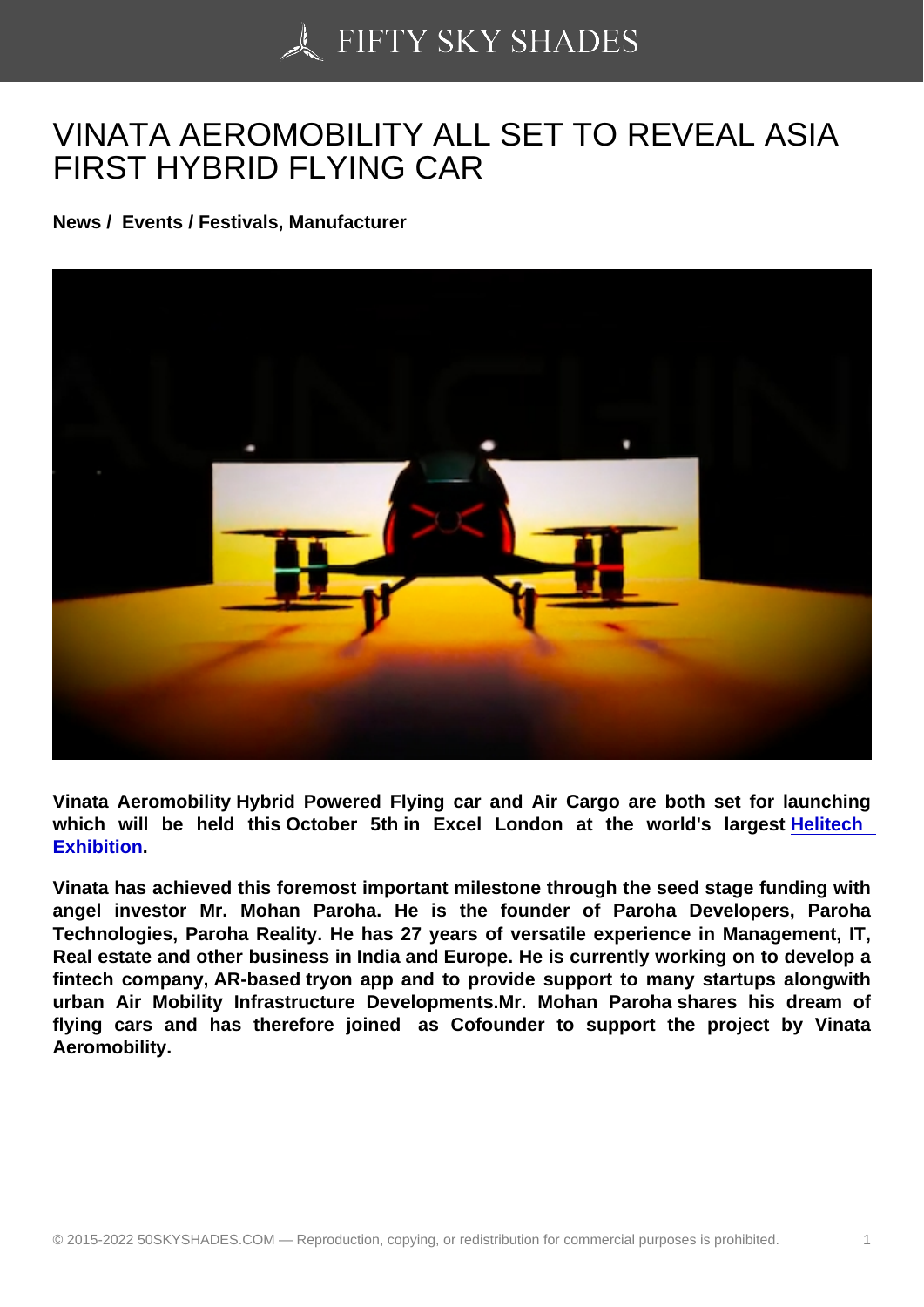# VINATA AEROMOBILITY ALL SET TO REVEAL ASIA FIRST HYBRID FLYING CAR

**News / Events / Festivals, Manufacturer**

**Vinata Aeromobility Hybrid Powered Flying car and Air Cargo are both set for launching which will be held this October 5th in Excel London at the world's largest Helitech Exhibition.**

**Vinata has achieved this foremost important milestone through the seed stage funding with angel investor Mr. Mohan Paroha. He is the founder of Paroha Developers, Paroha Technologies, Paroha Reality. He has 27 years of versatile experience in Management, IT, Real estate and other business in India and Europe. He is currently working on to develop a fintech company, AR-based tryon app and to provide support to many startups alongwith urban Air Mobility Infrastructure Developments.Mr. Mohan Paroha shares his dream of flying cars and has therefore joined as Cofounder to support the project by Vinata Aeromobility.**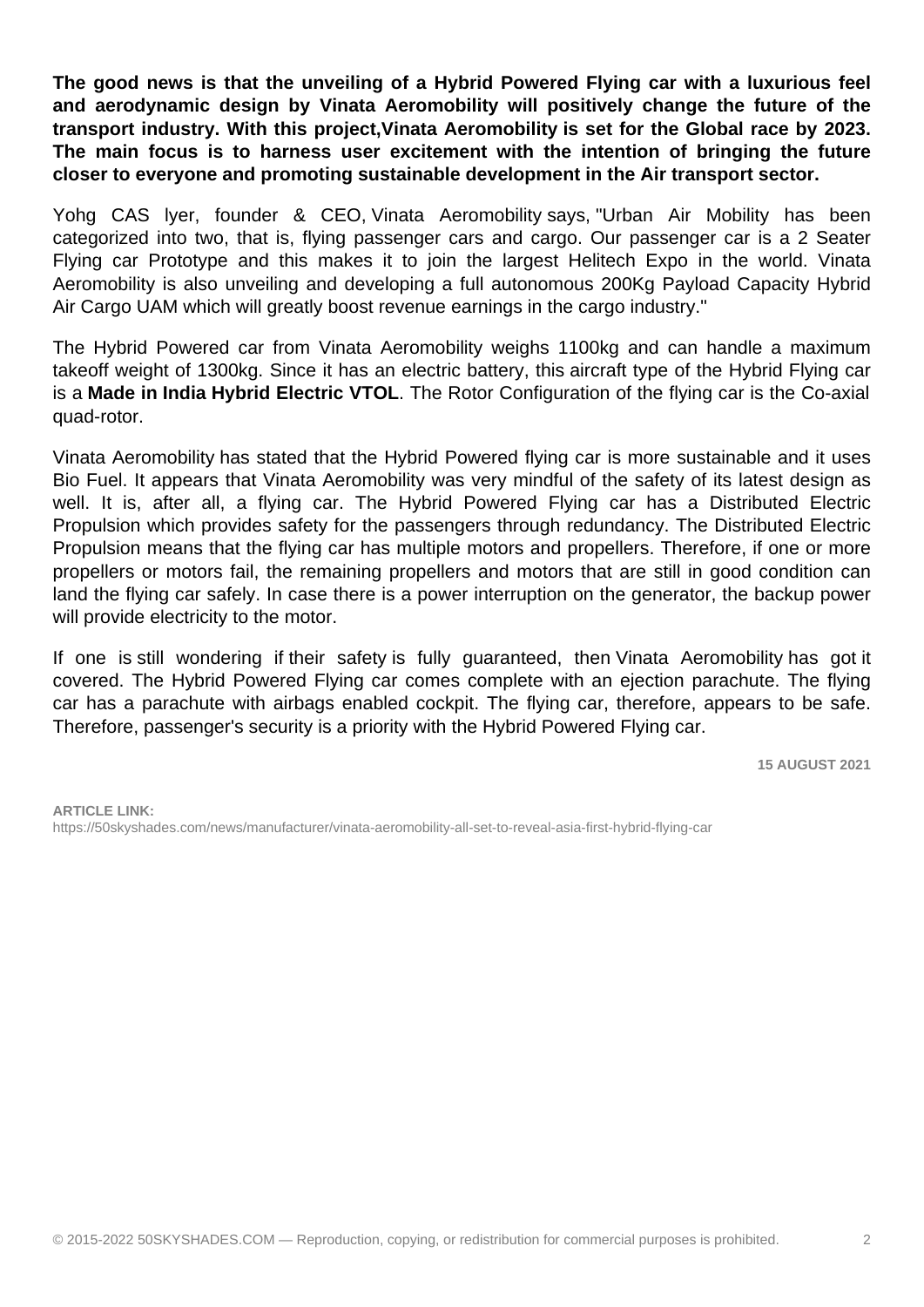**The good news is that the unveiling of a Hybrid Powered Flying car with a luxurious feel and aerodynamic design by Vinata Aeromobility will positively change the future of the transport industry. With this project,Vinata Aeromobility is set for the Global race by 2023. The main focus is to harness user excitement with the intention of bringing the future closer to everyone and promoting sustainable development in the Air transport sector.**

Yohg CAS Iyer, founder & CEO, Vinata Aeromobility says, "Urban Air Mobility has been categorized into two, that is, flying passenger cars and cargo. Our passenger car is a 2 Seater Flying car Prototype and this makes it to join the largest Helitech Expo in the world. Vinata Aeromobility is also unveiling and developing a full autonomous 200Kg Payload Capacity Hybrid Air Cargo UAM which will greatly boost revenue earnings in the cargo industry."

The Hybrid Powered car from Vinata Aeromobility weighs 1100kg and can handle a maximum takeoff weight of 1300kg. Since it has an electric battery, this aircraft type of the Hybrid Flying car is a **Made in India Hybrid Electric VTOL**. The Rotor Configuration of the flying car is the Co-axial quad-rotor.

Vinata Aeromobility has stated that the Hybrid Powered flying car is more sustainable and it uses Bio Fuel. It appears that Vinata Aeromobility was very mindful of the safety of its latest design as well. It is, after all, a flying car. The Hybrid Powered Flying car has a Distributed Electric Propulsion which provides safety for the passengers through redundancy. The Distributed Electric Propulsion means that the flying car has multiple motors and propellers. Therefore, if one or more propellers or motors fail, the remaining propellers and motors that are still in good condition can land the flying car safely. In case there is a power interruption on the generator, the backup power will provide electricity to the motor.

If one is still wondering if their safety is fully guaranteed, then Vinata Aeromobility has got it covered. The Hybrid Powered Flying car comes complete with an ejection parachute. The flying car has a parachute with airbags enabled cockpit. The flying car, therefore, appears to be safe. Therefore, passenger's security is a priority with the Hybrid Powered Flying car.

**15 AUGUST 2021**

**ARTICLE LINK:**
https://50skyshades.com/news/manufacturer/vinata-aeromobility-all-set-to-reveal-asia-first-hybrid-flying-car

© 2015-2022 50SKYSHADES.COM — Reproduction, copying, or redistribution for commercial purposes is prohibited.